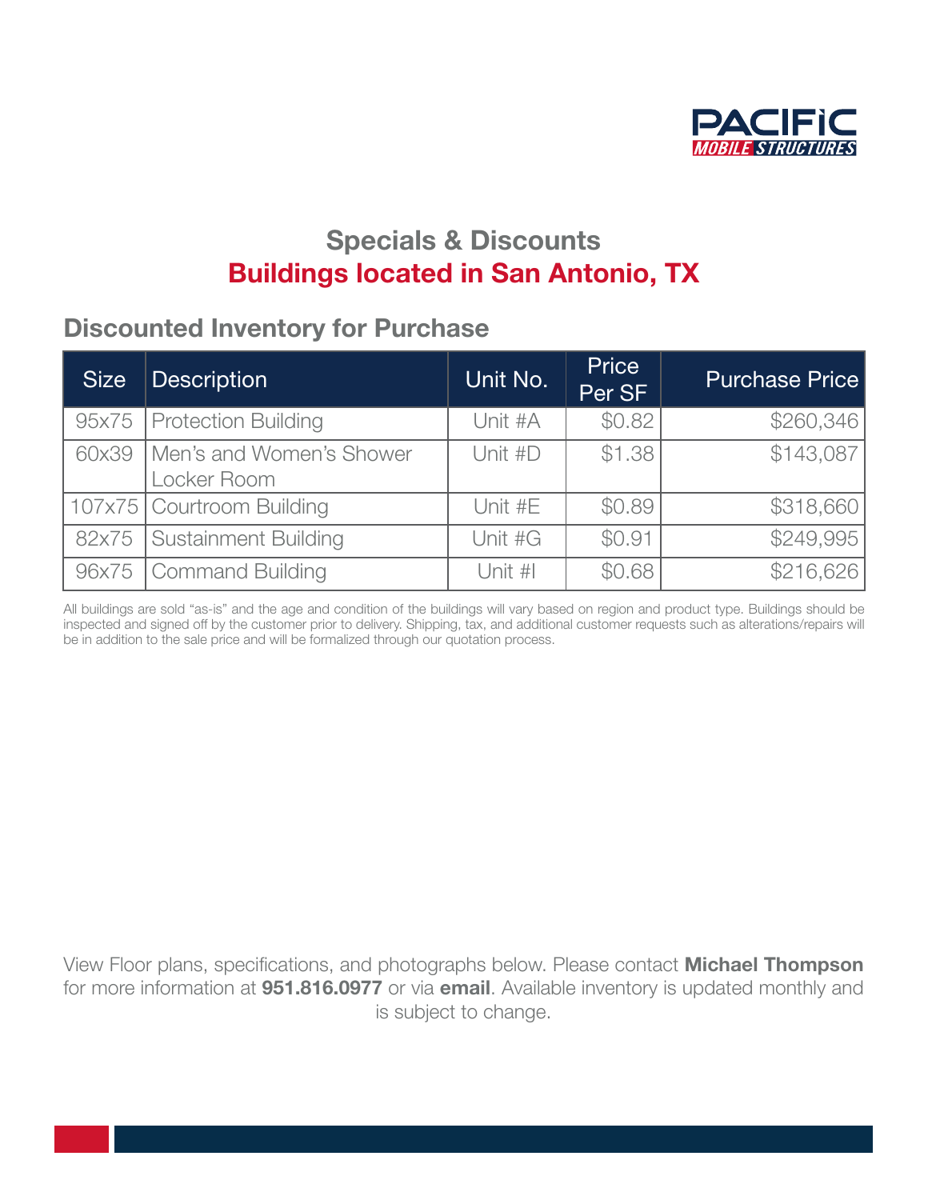PACIFIC MOBILE STRUCTURES

# Specials & Discounts

## Buildings located in San Antonio, TX

### Discounted Inventory for Purchase

| Size | Description | Unit No. | Price Per SF | Purchase Price |
|---|---|---|---|---|
| 95x75 | Protection Building | Unit #A | $0.82 | $260,346 |
| 60x39 | Men's and Women's Shower Locker Room | Unit #D | $1.38 | $143,087 |
| 107x75 | Courtroom Building | Unit #E | $0.89 | $318,660 |
| 82x75 | Sustainment Building | Unit #G | $0.91 | $249,995 |
| 96x75 | Command Building | Unit #I | $0.68 | $216,626 |

All buildings are sold "as-is" and the age and condition of the buildings will vary based on region and product type. Buildings should be inspected and signed off by the customer prior to delivery. Shipping, tax, and additional customer requests such as alterations/repairs will be in addition to the sale price and will be formalized through our quotation process.

View Floor plans, specifications, and photographs below. Please contact **Michael Thompson** for more information at **951.816.0977** or via **email**. Available inventory is updated monthly and is subject to change.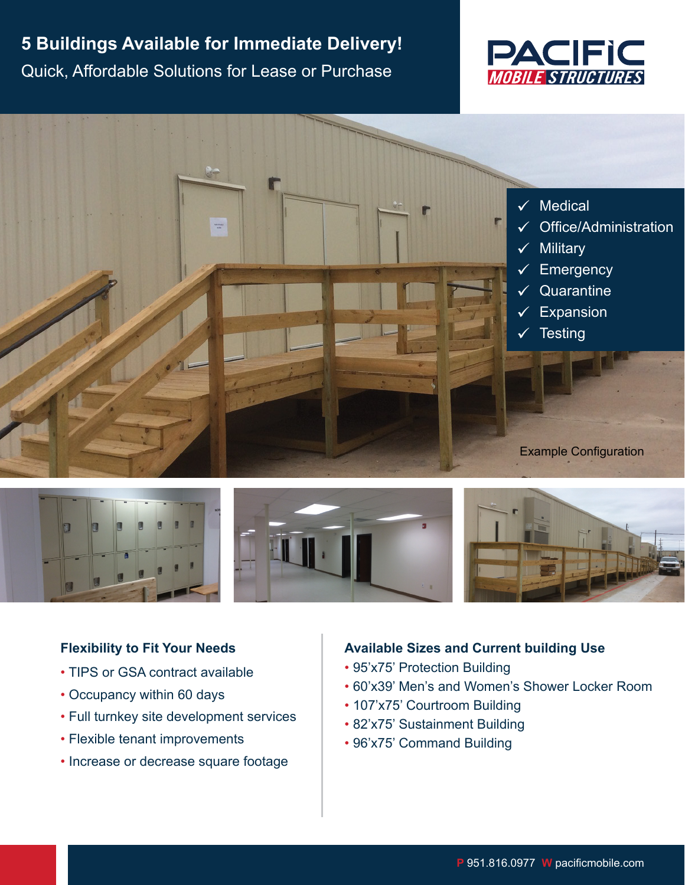# 5 Buildings Available for Immediate Delivery!

Quick, Affordable Solutions for Lease or Purchase

PACIFIC MOBILE STRUCTURES

- ✓ Medical
- ✓ Office/Administration
- ✓ Military
- ✓ Emergency
- ✓ Quarantine
- ✓ Expansion
- ✓ Testing

Example Configuration

### Flexibility to Fit Your Needs

- TIPS or GSA contract available
- Occupancy within 60 days
- Full turnkey site development services
- Flexible tenant improvements
- Increase or decrease square footage

### Available Sizes and Current building Use

- 95'x75' Protection Building
- 60'x39' Men's and Women's Shower Locker Room
- 107'x75' Courtroom Building
- 82'x75' Sustainment Building
- 96'x75' Command Building

**P** 951.816.0977 **W** pacificmobile.com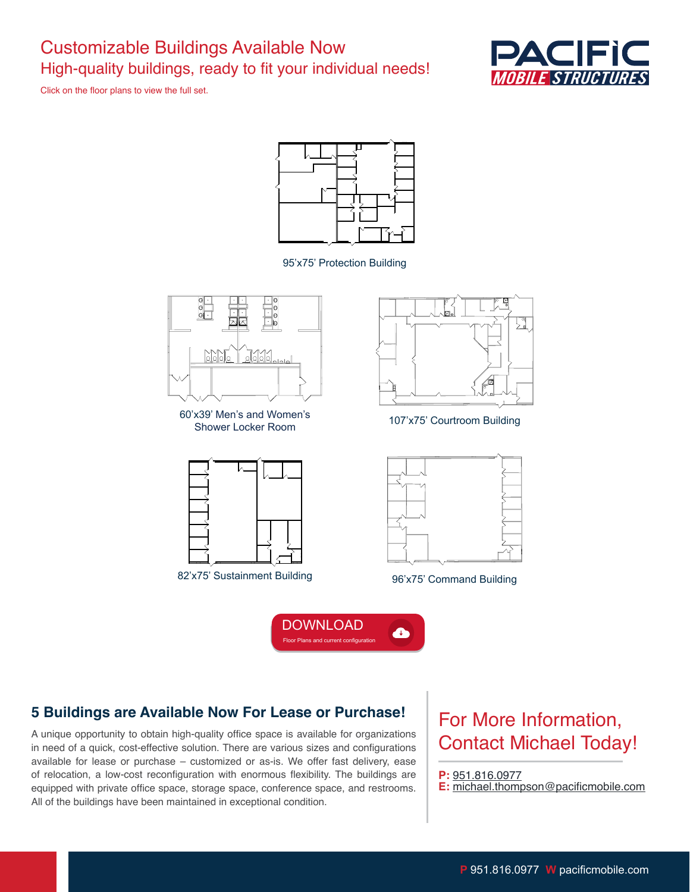# Customizable Buildings Available Now

## High-quality buildings, ready to fit your individual needs!

Click on the floor plans to view the full set.

PACIFIC MOBILE STRUCTURES

95'x75' Protection Building

60'x39' Men's and Women's Shower Locker Room

107'x75' Courtroom Building

82'x75' Sustainment Building

96'x75' Command Building

DOWNLOAD
Floor Plans and current configuration

## 5 Buildings are Available Now For Lease or Purchase!

A unique opportunity to obtain high-quality office space is available for organizations in need of a quick, cost-effective solution. There are various sizes and configurations available for lease or purchase – customized or as-is. We offer fast delivery, ease of relocation, a low-cost reconfiguration with enormous flexibility. The buildings are equipped with private office space, storage space, conference space, and restrooms. All of the buildings have been maintained in exceptional condition.

## For More Information, Contact Michael Today!

**P:** 951.816.0977
**E:** michael.thompson@pacificmobile.com

**P** 951.816.0977 **W** pacificmobile.com